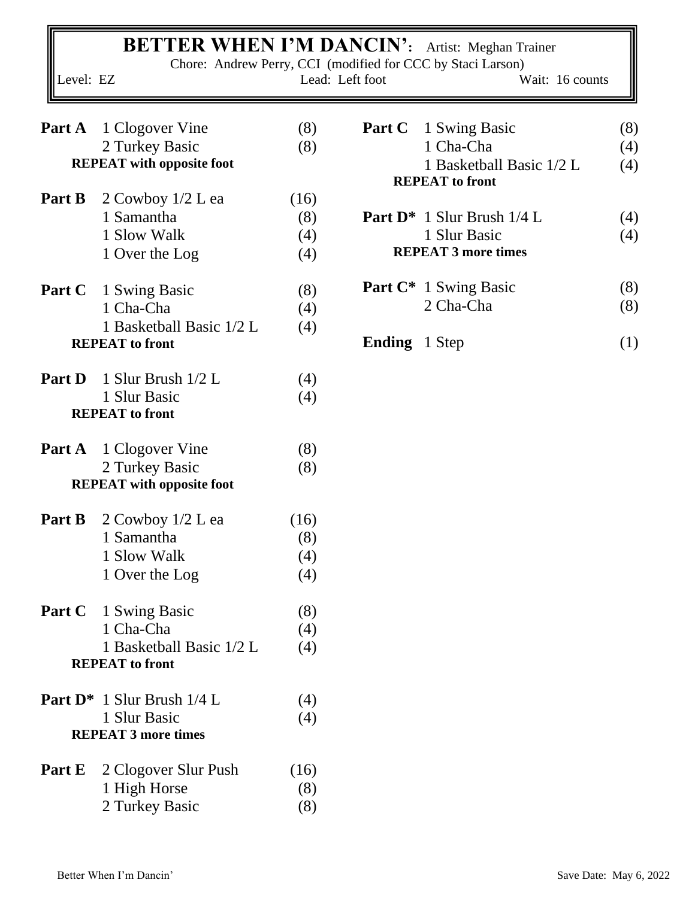# BETTER WHEN I'M DANCIN': Artist: Meghan Trainer

Chore: Andrew Perry, CCI (modified for CCC by Staci Larson)

Level: EZ | Lead: Left foot | Wait: 16 counts

| Part | Step | Counts |
|---|---|---|
| **Part A** | 1 Clogover Vine | (8) |
| | 2 Turkey Basic | (8) |
| | **REPEAT with opposite foot** | |
| **Part B** | 2 Cowboy 1/2 L ea | (16) |
| | 1 Samantha | (8) |
| | 1 Slow Walk | (4) |
| | 1 Over the Log | (4) |
| **Part C** | 1 Swing Basic | (8) |
| | 1 Cha-Cha | (4) |
| | 1 Basketball Basic 1/2 L | (4) |
| | **REPEAT to front** | |
| **Part D** | 1 Slur Brush 1/2 L | (4) |
| | 1 Slur Basic | (4) |
| | **REPEAT to front** | |
| **Part A** | 1 Clogover Vine | (8) |
| | 2 Turkey Basic | (8) |
| | **REPEAT with opposite foot** | |
| **Part B** | 2 Cowboy 1/2 L ea | (16) |
| | 1 Samantha | (8) |
| | 1 Slow Walk | (4) |
| | 1 Over the Log | (4) |
| **Part C** | 1 Swing Basic | (8) |
| | 1 Cha-Cha | (4) |
| | 1 Basketball Basic 1/2 L | (4) |
| | **REPEAT to front** | |
| **Part D*** | 1 Slur Brush 1/4 L | (4) |
| | 1 Slur Basic | (4) |
| | **REPEAT 3 more times** | |
| **Part E** | 2 Clogover Slur Push | (16) |
| | 1 High Horse | (8) |
| | 2 Turkey Basic | (8) |
| **Part C** | 1 Swing Basic | (8) |
| | 1 Cha-Cha | (4) |
| | 1 Basketball Basic 1/2 L | (4) |
| | **REPEAT to front** | |
| **Part D*** | 1 Slur Brush 1/4 L | (4) |
| | 1 Slur Basic | (4) |
| | **REPEAT 3 more times** | |
| **Part C*** | 1 Swing Basic | (8) |
| | 2 Cha-Cha | (8) |
| **Ending** | 1 Step | (1) |

Better When I'm Dancin' Save Date: May 6, 2022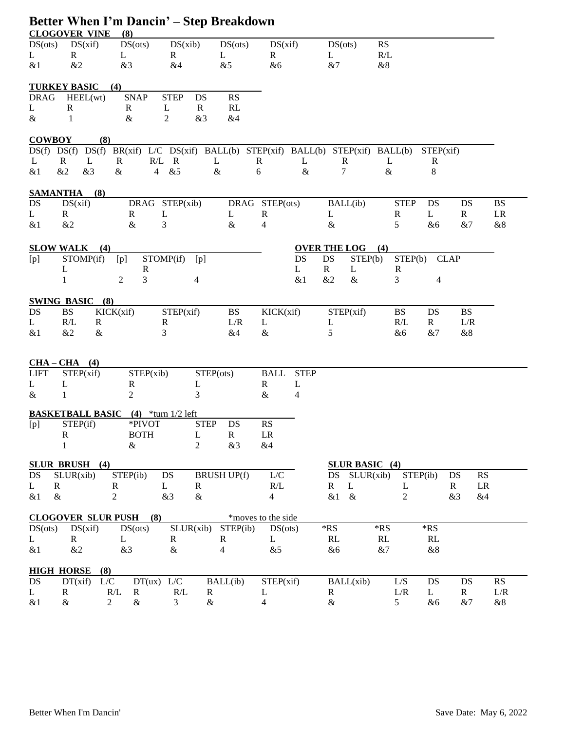# Better When I'm Dancin' – Step Breakdown

**CLOGOVER VINE (8)**

| | | | | | | | |
|---|---|---|---|---|---|---|---|
| DS(ots) | DS(xif) | DS(ots) | DS(xib) | DS(ots) | DS(xif) | DS(ots) | RS |
| L | R | L | R | L | R | L | R/L |
| &1 | &2 | &3 | &4 | &5 | &6 | &7 | &8 |

**TURKEY BASIC (4)**

| | | | | | |
|---|---|---|---|---|---|
| DRAG | HEEL(wt) | SNAP | STEP | DS | RS |
| L | R | R | L | R | RL |
| & | 1 | & | 2 | &3 | &4 |

**COWBOY (8)**

| | | | | | | | | | | | | |
|---|---|---|---|---|---|---|---|---|---|---|---|---|
| DS(f) | DS(f) | DS(f) | BR(xif) | L/C | DS(xif) | BALL(b) | STEP(xif) | BALL(b) | STEP(xif) | BALL(b) | STEP(xif) |
| L | R | L | R | R/L | R | L | R | L | R | L | R |
| &1 | &2 | &3 | & | 4 | &5 | & | 6 | & | 7 | & | 8 |

**SAMANTHA (8)**

| | | | | | | | | | | |
|---|---|---|---|---|---|---|---|---|---|---|
| DS | DS(xif) | DRAG | STEP(xib) | DRAG | STEP(ots) | BALL(ib) | STEP | DS | DS | BS |
| L | R | R | L | L | R | L | R | L | R | LR |
| &1 | &2 | & | 3 | & | 4 | & | 5 | &6 | &7 | &8 |

**SLOW WALK (4)**

| | | | | |
|---|---|---|---|---|
| [p] | STOMP(if) | [p] | STOMP(if) | [p] |
| | L | | R | |
| | 1 | 2 | 3 | 4 |

**OVER THE LOG (4)**

| | | | | |
|---|---|---|---|---|
| DS | DS | STEP(b) | STEP(b) | CLAP |
| L | R | L | R | |
| &1 | &2 | & | 3 | 4 |

**SWING BASIC (8)**

| | | | | | | | | | |
|---|---|---|---|---|---|---|---|---|---|
| DS | BS | KICK(xif) | STEP(xif) | BS | KICK(xif) | STEP(xif) | BS | DS | BS |
| L | R/L | R | R | L/R | L | L | R/L | R | L/R |
| &1 | &2 | & | 3 | &4 | & | 5 | &6 | &7 | &8 |

**CHA – CHA (4)**

| | | | | | |
|---|---|---|---|---|---|
| LIFT | STEP(xif) | STEP(xib) | STEP(ots) | BALL | STEP |
| L | L | R | L | R | L |
| & | 1 | 2 | 3 | & | 4 |

**BASKETBALL BASIC (4)** *turn 1/2 left

| | | | | | |
|---|---|---|---|---|---|
| [p] | STEP(if) | *PIVOT | STEP | DS | RS |
| | R | BOTH | L | R | LR |
| | 1 | & | 2 | &3 | &4 |

**SLUR BRUSH (4)**

| | | | | | |
|---|---|---|---|---|---|
| DS | SLUR(xib) | STEP(ib) | DS | BRUSH UP(f) | L/C |
| L | R | R | L | R | R/L |
| &1 | & | 2 | &3 | & | 4 |

**SLUR BASIC (4)**

| | | | | |
|---|---|---|---|---|
| DS | SLUR(xib) | STEP(ib) | DS | RS |
| R | L | L | R | LR |
| &1 | & | 2 | &3 | &4 |

**CLOGOVER SLUR PUSH (8)** *moves to the side

| | | | | | | | | |
|---|---|---|---|---|---|---|---|---|
| DS(ots) | DS(xif) | DS(ots) | SLUR(xib) | STEP(ib) | DS(ots) | *RS | *RS | *RS |
| L | R | L | R | R | L | RL | RL | RL |
| &1 | &2 | &3 | & | 4 | &5 | &6 | &7 | &8 |

**HIGH HORSE (8)**

| | | | | | | | | | | | | |
|---|---|---|---|---|---|---|---|---|---|---|---|---|
| DS | DT(xif) | L/C | DT(ux) | L/C | BALL(ib) | STEP(xif) | BALL(xib) | L/S | DS | DS | RS |
| L | R | R/L | R | R/L | R | L | R | L/R | L | R | L/R |
| &1 | & | 2 | & | 3 | & | 4 | & | 5 | &6 | &7 | &8 |

Better When I'm Dancin' Save Date: May 6, 2022